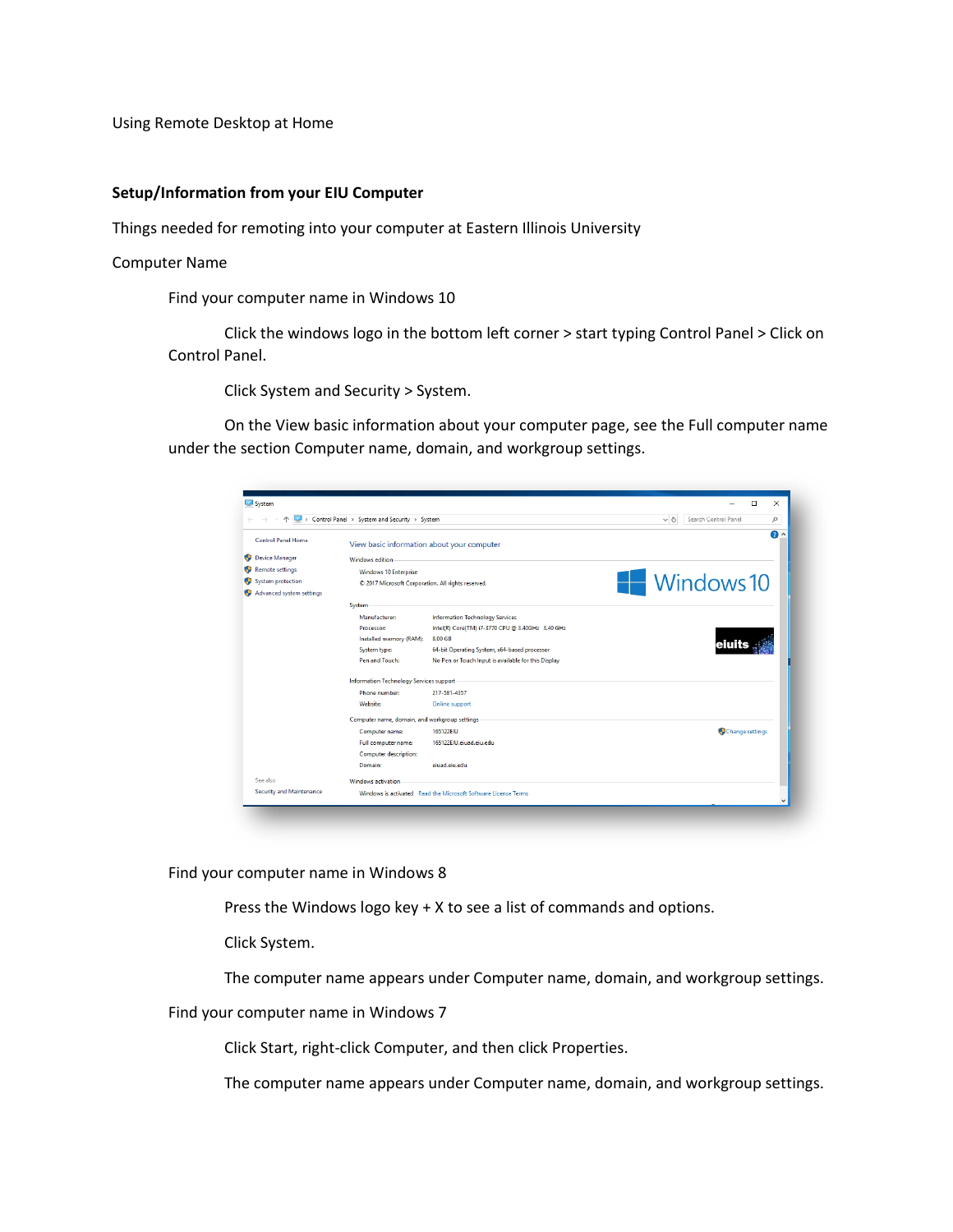Using Remote Desktop at Home

## Setup/Information from your EIU Computer

Things needed for remoting into your computer at Eastern Illinois University

Computer Name

Find your computer name in Windows 10

Click the windows logo in the bottom left corner > start typing Control Panel > Click on Control Panel.

Click System and Security > System.

On the View basic information about your computer page, see the Full computer name under the section Computer name, domain, and workgroup settings.

Find your computer name in Windows 8

Press the Windows logo key + X to see a list of commands and options.

Click System.

The computer name appears under Computer name, domain, and workgroup settings.

Find your computer name in Windows 7

Click Start, right-click Computer, and then click Properties.

The computer name appears under Computer name, domain, and workgroup settings.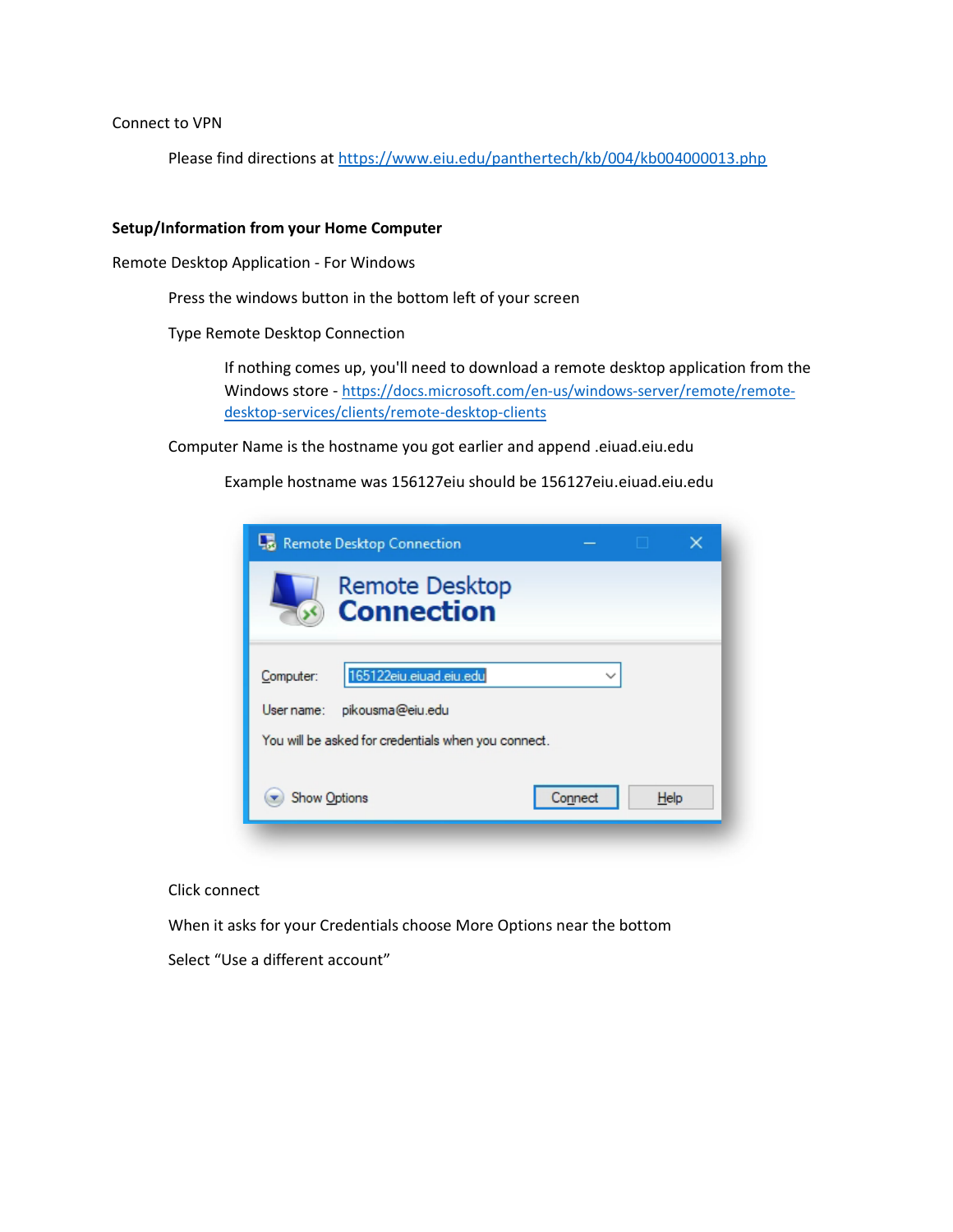Connect to VPN

Please find directions at https://www.eiu.edu/panthertech/kb/004/kb004000013.php

**Setup/Information from your Home Computer**

Remote Desktop Application - For Windows

Press the windows button in the bottom left of your screen

Type Remote Desktop Connection

If nothing comes up, you'll need to download a remote desktop application from the Windows store - https://docs.microsoft.com/en-us/windows-server/remote/remote-desktop-services/clients/remote-desktop-clients

Computer Name is the hostname you got earlier and append .eiuad.eiu.edu

Example hostname was 156127eiu should be 156127eiu.eiuad.eiu.edu

Click connect

When it asks for your Credentials choose More Options near the bottom

Select "Use a different account"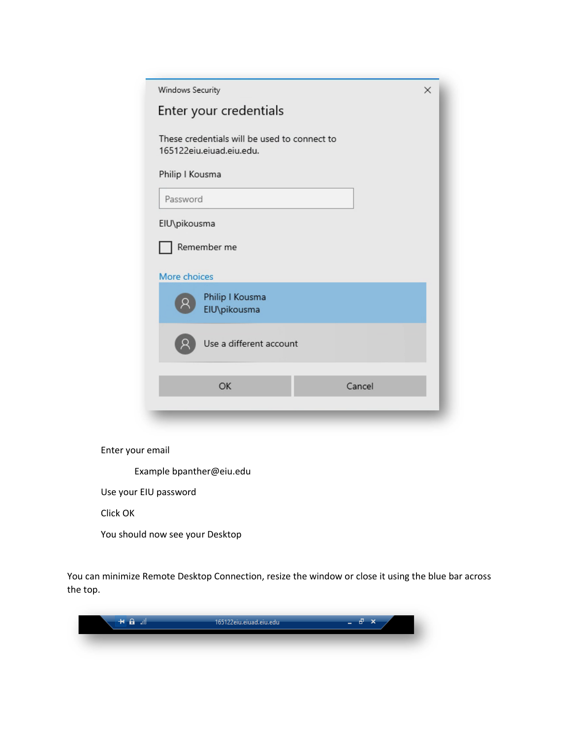Windows Security

Enter your credentials

These credentials will be used to connect to 165122eiu.eiuad.eiu.edu.

Philip I Kousma

Password

EIU\pikousma

Remember me

More choices

Philip I Kousma
EIU\pikousma

Use a different account

OK Cancel

Enter your email

Example bpanther@eiu.edu

Use your EIU password

Click OK

You should now see your Desktop

You can minimize Remote Desktop Connection, resize the window or close it using the blue bar across the top.

165122eiu.eiuad.eiu.edu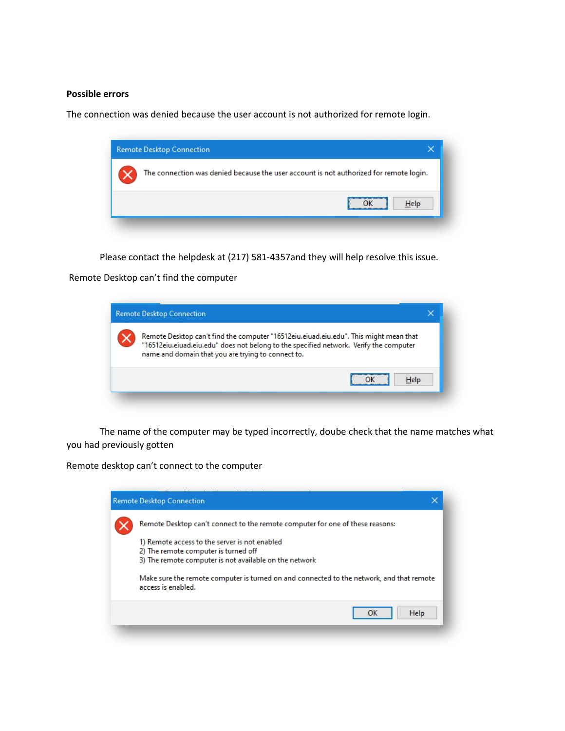**Possible errors**

The connection was denied because the user account is not authorized for remote login.

Remote Desktop Connection

The connection was denied because the user account is not authorized for remote login.

OK Help

Please contact the helpdesk at (217) 581-4357and they will help resolve this issue.

Remote Desktop can't find the computer

Remote Desktop Connection

Remote Desktop can't find the computer "16512eiu.eiuad.eiu.edu". This might mean that "16512eiu.eiuad.eiu.edu" does not belong to the specified network. Verify the computer name and domain that you are trying to connect to.

OK Help

The name of the computer may be typed incorrectly, doube check that the name matches what you had previously gotten

Remote desktop can't connect to the computer

Remote Desktop Connection

Remote Desktop can't connect to the remote computer for one of these reasons:

1) Remote access to the server is not enabled
2) The remote computer is turned off
3) The remote computer is not available on the network

Make sure the remote computer is turned on and connected to the network, and that remote access is enabled.

OK Help